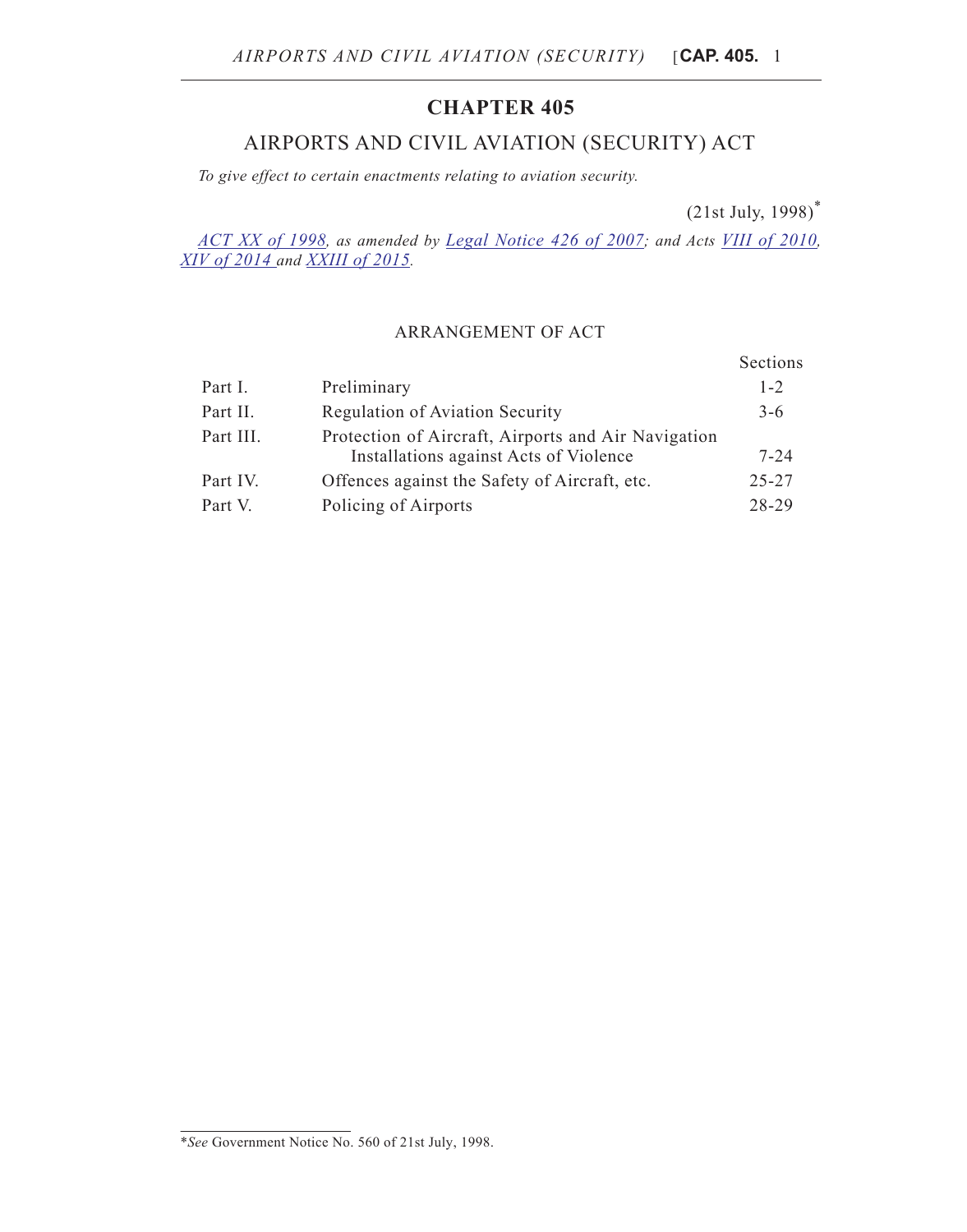# CHAPTER 405

## AIRPORTS AND CIVIL AVIATION (SECURITY) ACT

*To give effect to certain enactments relating to aviation security.*

(21st July, 1998)*

*ACT XX of 1998, as amended by Legal Notice 426 of 2007; and Acts VIII of 2010, XIV of 2014 and XXIII of 2015.*

### ARRANGEMENT OF ACT

| | | Sections |
|---|---|---|
| Part I. | Preliminary | 1-2 |
| Part II. | Regulation of Aviation Security | 3-6 |
| Part III. | Protection of Aircraft, Airports and Air Navigation Installations against Acts of Violence | 7-24 |
| Part IV. | Offences against the Safety of Aircraft, etc. | 25-27 |
| Part V. | Policing of Airports | 28-29 |

*\*See* Government Notice No. 560 of 21st July, 1998.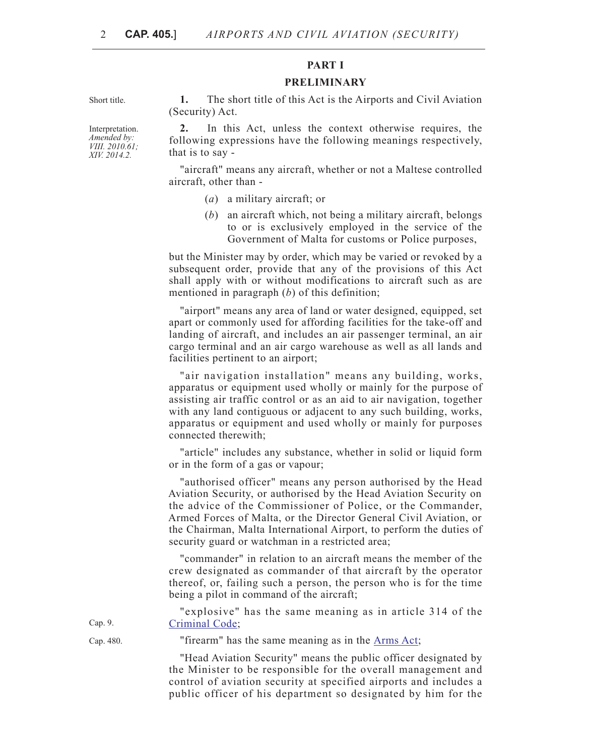## PART I

## PRELIMINARY

Short title.

**1.** The short title of this Act is the Airports and Civil Aviation (Security) Act.

Interpretation. *Amended by: VIII. 2010.61; XIV. 2014.2.*

**2.** In this Act, unless the context otherwise requires, the following expressions have the following meanings respectively, that is to say -

"aircraft" means any aircraft, whether or not a Maltese controlled aircraft, other than -

(*a*) a military aircraft; or

(*b*) an aircraft which, not being a military aircraft, belongs to or is exclusively employed in the service of the Government of Malta for customs or Police purposes,

but the Minister may by order, which may be varied or revoked by a subsequent order, provide that any of the provisions of this Act shall apply with or without modifications to aircraft such as are mentioned in paragraph (*b*) of this definition;

"airport" means any area of land or water designed, equipped, set apart or commonly used for affording facilities for the take-off and landing of aircraft, and includes an air passenger terminal, an air cargo terminal and an air cargo warehouse as well as all lands and facilities pertinent to an airport;

"air navigation installation" means any building, works, apparatus or equipment used wholly or mainly for the purpose of assisting air traffic control or as an aid to air navigation, together with any land contiguous or adjacent to any such building, works, apparatus or equipment and used wholly or mainly for purposes connected therewith;

"article" includes any substance, whether in solid or liquid form or in the form of a gas or vapour;

"authorised officer" means any person authorised by the Head Aviation Security, or authorised by the Head Aviation Security on the advice of the Commissioner of Police, or the Commander, Armed Forces of Malta, or the Director General Civil Aviation, or the Chairman, Malta International Airport, to perform the duties of security guard or watchman in a restricted area;

"commander" in relation to an aircraft means the member of the crew designated as commander of that aircraft by the operator thereof, or, failing such a person, the person who is for the time being a pilot in command of the aircraft;

Cap. 9.

"explosive" has the same meaning as in article 314 of the Criminal Code;

Cap. 480.

"firearm" has the same meaning as in the Arms Act;

"Head Aviation Security" means the public officer designated by the Minister to be responsible for the overall management and control of aviation security at specified airports and includes a public officer of his department so designated by him for the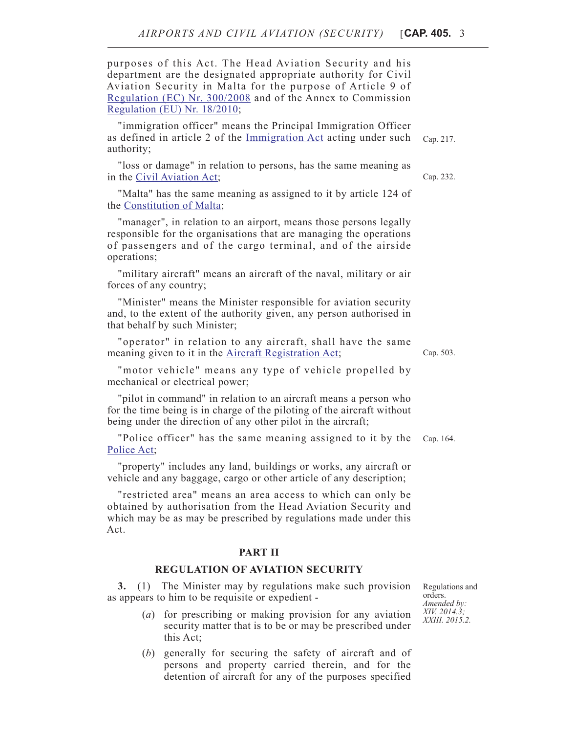purposes of this Act. The Head Aviation Security and his department are the designated appropriate authority for Civil Aviation Security in Malta for the purpose of Article 9 of Regulation (EC) Nr. 300/2008 and of the Annex to Commission Regulation (EU) Nr. 18/2010;

"immigration officer" means the Principal Immigration Officer as defined in article 2 of the Immigration Act acting under such authority;

Cap. 217.

"loss or damage" in relation to persons, has the same meaning as in the Civil Aviation Act;

Cap. 232.

"Malta" has the same meaning as assigned to it by article 124 of the Constitution of Malta;

"manager", in relation to an airport, means those persons legally responsible for the organisations that are managing the operations of passengers and of the cargo terminal, and of the airside operations;

"military aircraft" means an aircraft of the naval, military or air forces of any country;

"Minister" means the Minister responsible for aviation security and, to the extent of the authority given, any person authorised in that behalf by such Minister;

"operator" in relation to any aircraft, shall have the same meaning given to it in the Aircraft Registration Act;

Cap. 503.

"motor vehicle" means any type of vehicle propelled by mechanical or electrical power;

"pilot in command" in relation to an aircraft means a person who for the time being is in charge of the piloting of the aircraft without being under the direction of any other pilot in the aircraft;

"Police officer" has the same meaning assigned to it by the Police Act;

Cap. 164.

"property" includes any land, buildings or works, any aircraft or vehicle and any baggage, cargo or other article of any description;

"restricted area" means an area access to which can only be obtained by authorisation from the Head Aviation Security and which may be as may be prescribed by regulations made under this Act.

## PART II

## REGULATION OF AVIATION SECURITY

Regulations and orders.
*Amended by: XIV. 2014.3; XXIII. 2015.2.*

**3.** (1) The Minister may by regulations make such provision as appears to him to be requisite or expedient -

(*a*) for prescribing or making provision for any aviation security matter that is to be or may be prescribed under this Act;

(*b*) generally for securing the safety of aircraft and of persons and property carried therein, and for the detention of aircraft for any of the purposes specified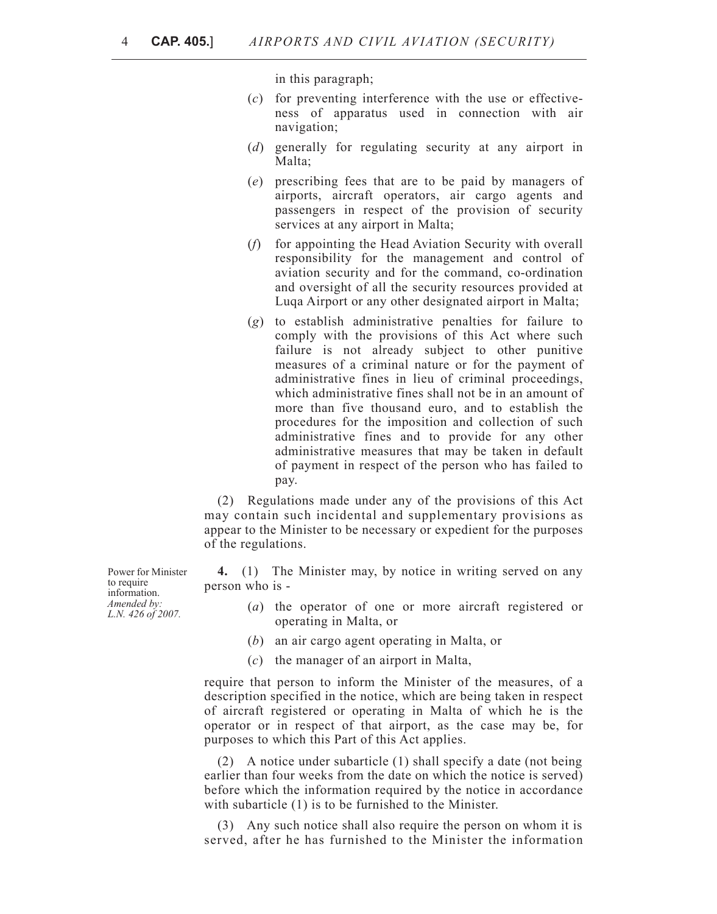in this paragraph;

(*c*) for preventing interference with the use or effectiveness of apparatus used in connection with air navigation;

(*d*) generally for regulating security at any airport in Malta;

(*e*) prescribing fees that are to be paid by managers of airports, aircraft operators, air cargo agents and passengers in respect of the provision of security services at any airport in Malta;

(*f*) for appointing the Head Aviation Security with overall responsibility for the management and control of aviation security and for the command, co-ordination and oversight of all the security resources provided at Luqa Airport or any other designated airport in Malta;

(*g*) to establish administrative penalties for failure to comply with the provisions of this Act where such failure is not already subject to other punitive measures of a criminal nature or for the payment of administrative fines in lieu of criminal proceedings, which administrative fines shall not be in an amount of more than five thousand euro, and to establish the procedures for the imposition and collection of such administrative fines and to provide for any other administrative measures that may be taken in default of payment in respect of the person who has failed to pay.

(2) Regulations made under any of the provisions of this Act may contain such incidental and supplementary provisions as appear to the Minister to be necessary or expedient for the purposes of the regulations.

Power for Minister to require information.
*Amended by: L.N. 426 of 2007.*

**4.** (1) The Minister may, by notice in writing served on any person who is -

(*a*) the operator of one or more aircraft registered or operating in Malta, or

(*b*) an air cargo agent operating in Malta, or

(*c*) the manager of an airport in Malta,

require that person to inform the Minister of the measures, of a description specified in the notice, which are being taken in respect of aircraft registered or operating in Malta of which he is the operator or in respect of that airport, as the case may be, for purposes to which this Part of this Act applies.

(2) A notice under subarticle (1) shall specify a date (not being earlier than four weeks from the date on which the notice is served) before which the information required by the notice in accordance with subarticle (1) is to be furnished to the Minister.

(3) Any such notice shall also require the person on whom it is served, after he has furnished to the Minister the information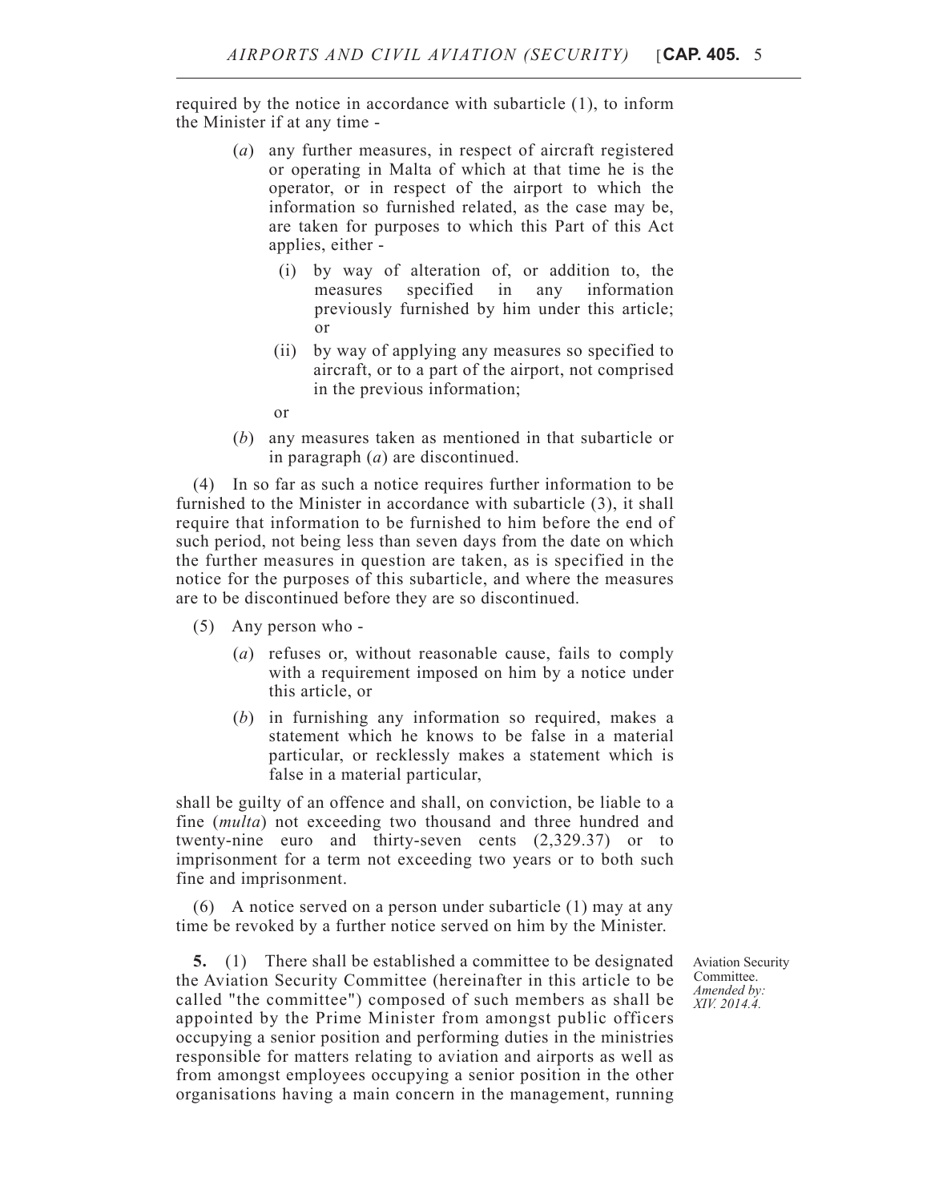required by the notice in accordance with subarticle (1), to inform the Minister if at any time -

(*a*) any further measures, in respect of aircraft registered or operating in Malta of which at that time he is the operator, or in respect of the airport to which the information so furnished related, as the case may be, are taken for purposes to which this Part of this Act applies, either -

(i) by way of alteration of, or addition to, the measures specified in any information previously furnished by him under this article; or

(ii) by way of applying any measures so specified to aircraft, or to a part of the airport, not comprised in the previous information;

or

(*b*) any measures taken as mentioned in that subarticle or in paragraph (*a*) are discontinued.

(4) In so far as such a notice requires further information to be furnished to the Minister in accordance with subarticle (3), it shall require that information to be furnished to him before the end of such period, not being less than seven days from the date on which the further measures in question are taken, as is specified in the notice for the purposes of this subarticle, and where the measures are to be discontinued before they are so discontinued.

(5) Any person who -

(*a*) refuses or, without reasonable cause, fails to comply with a requirement imposed on him by a notice under this article, or

(*b*) in furnishing any information so required, makes a statement which he knows to be false in a material particular, or recklessly makes a statement which is false in a material particular,

shall be guilty of an offence and shall, on conviction, be liable to a fine (*multa*) not exceeding two thousand and three hundred and twenty-nine euro and thirty-seven cents (2,329.37) or to imprisonment for a term not exceeding two years or to both such fine and imprisonment.

(6) A notice served on a person under subarticle (1) may at any time be revoked by a further notice served on him by the Minister.

Aviation Security Committee. *Amended by: XIV. 2014.4.*

**5.** (1) There shall be established a committee to be designated the Aviation Security Committee (hereinafter in this article to be called "the committee") composed of such members as shall be appointed by the Prime Minister from amongst public officers occupying a senior position and performing duties in the ministries responsible for matters relating to aviation and airports as well as from amongst employees occupying a senior position in the other organisations having a main concern in the management, running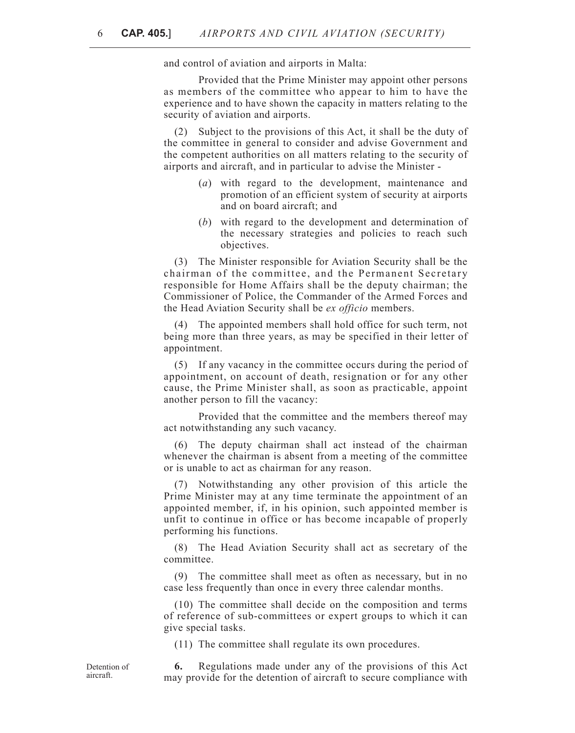and control of aviation and airports in Malta:

Provided that the Prime Minister may appoint other persons as members of the committee who appear to him to have the experience and to have shown the capacity in matters relating to the security of aviation and airports.

(2) Subject to the provisions of this Act, it shall be the duty of the committee in general to consider and advise Government and the competent authorities on all matters relating to the security of airports and aircraft, and in particular to advise the Minister -

(*a*) with regard to the development, maintenance and promotion of an efficient system of security at airports and on board aircraft; and

(*b*) with regard to the development and determination of the necessary strategies and policies to reach such objectives.

(3) The Minister responsible for Aviation Security shall be the chairman of the committee, and the Permanent Secretary responsible for Home Affairs shall be the deputy chairman; the Commissioner of Police, the Commander of the Armed Forces and the Head Aviation Security shall be *ex officio* members.

(4) The appointed members shall hold office for such term, not being more than three years, as may be specified in their letter of appointment.

(5) If any vacancy in the committee occurs during the period of appointment, on account of death, resignation or for any other cause, the Prime Minister shall, as soon as practicable, appoint another person to fill the vacancy:

Provided that the committee and the members thereof may act notwithstanding any such vacancy.

(6) The deputy chairman shall act instead of the chairman whenever the chairman is absent from a meeting of the committee or is unable to act as chairman for any reason.

(7) Notwithstanding any other provision of this article the Prime Minister may at any time terminate the appointment of an appointed member, if, in his opinion, such appointed member is unfit to continue in office or has become incapable of properly performing his functions.

(8) The Head Aviation Security shall act as secretary of the committee.

(9) The committee shall meet as often as necessary, but in no case less frequently than once in every three calendar months.

(10) The committee shall decide on the composition and terms of reference of sub-committees or expert groups to which it can give special tasks.

(11) The committee shall regulate its own procedures.

Detention of aircraft.

**6.** Regulations made under any of the provisions of this Act may provide for the detention of aircraft to secure compliance with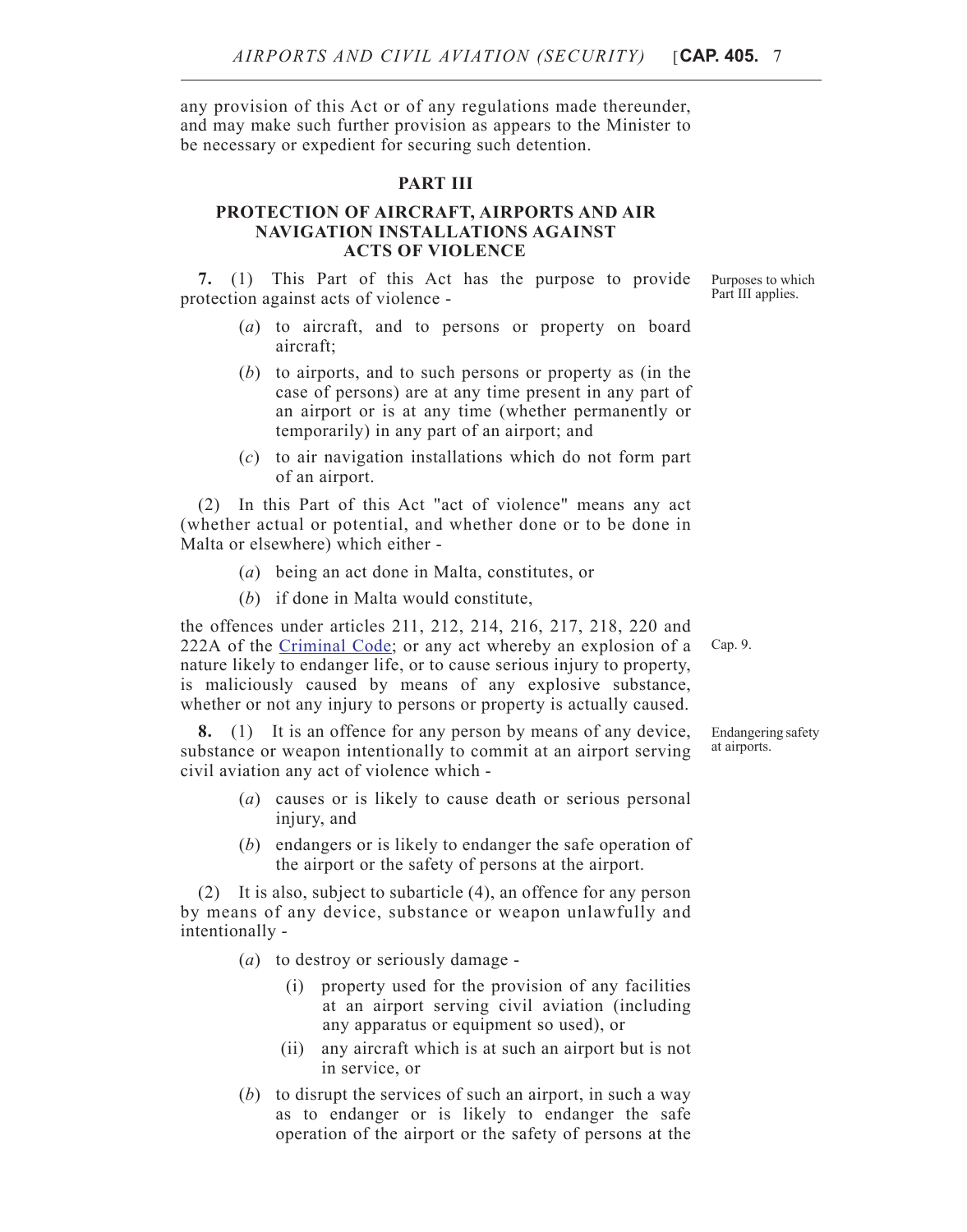any provision of this Act or of any regulations made thereunder, and may make such further provision as appears to the Minister to be necessary or expedient for securing such detention.

## PART III

## PROTECTION OF AIRCRAFT, AIRPORTS AND AIR NAVIGATION INSTALLATIONS AGAINST ACTS OF VIOLENCE

*Purposes to which Part III applies.*

**7.** (1) This Part of this Act has the purpose to provide protection against acts of violence -

(*a*) to aircraft, and to persons or property on board aircraft;

(*b*) to airports, and to such persons or property as (in the case of persons) are at any time present in any part of an airport or is at any time (whether permanently or temporarily) in any part of an airport; and

(*c*) to air navigation installations which do not form part of an airport.

(2) In this Part of this Act "act of violence" means any act (whether actual or potential, and whether done or to be done in Malta or elsewhere) which either -

(*a*) being an act done in Malta, constitutes, or

(*b*) if done in Malta would constitute,

the offences under articles 211, 212, 214, 216, 217, 218, 220 and 222A of the Criminal Code; or any act whereby an explosion of a nature likely to endanger life, or to cause serious injury to property, is maliciously caused by means of any explosive substance, whether or not any injury to persons or property is actually caused.

*Cap. 9.*

*Endangering safety at airports.*

**8.** (1) It is an offence for any person by means of any device, substance or weapon intentionally to commit at an airport serving civil aviation any act of violence which -

(*a*) causes or is likely to cause death or serious personal injury, and

(*b*) endangers or is likely to endanger the safe operation of the airport or the safety of persons at the airport.

(2) It is also, subject to subarticle (4), an offence for any person by means of any device, substance or weapon unlawfully and intentionally -

(*a*) to destroy or seriously damage -

(i) property used for the provision of any facilities at an airport serving civil aviation (including any apparatus or equipment so used), or

(ii) any aircraft which is at such an airport but is not in service, or

(*b*) to disrupt the services of such an airport, in such a way as to endanger or is likely to endanger the safe operation of the airport or the safety of persons at the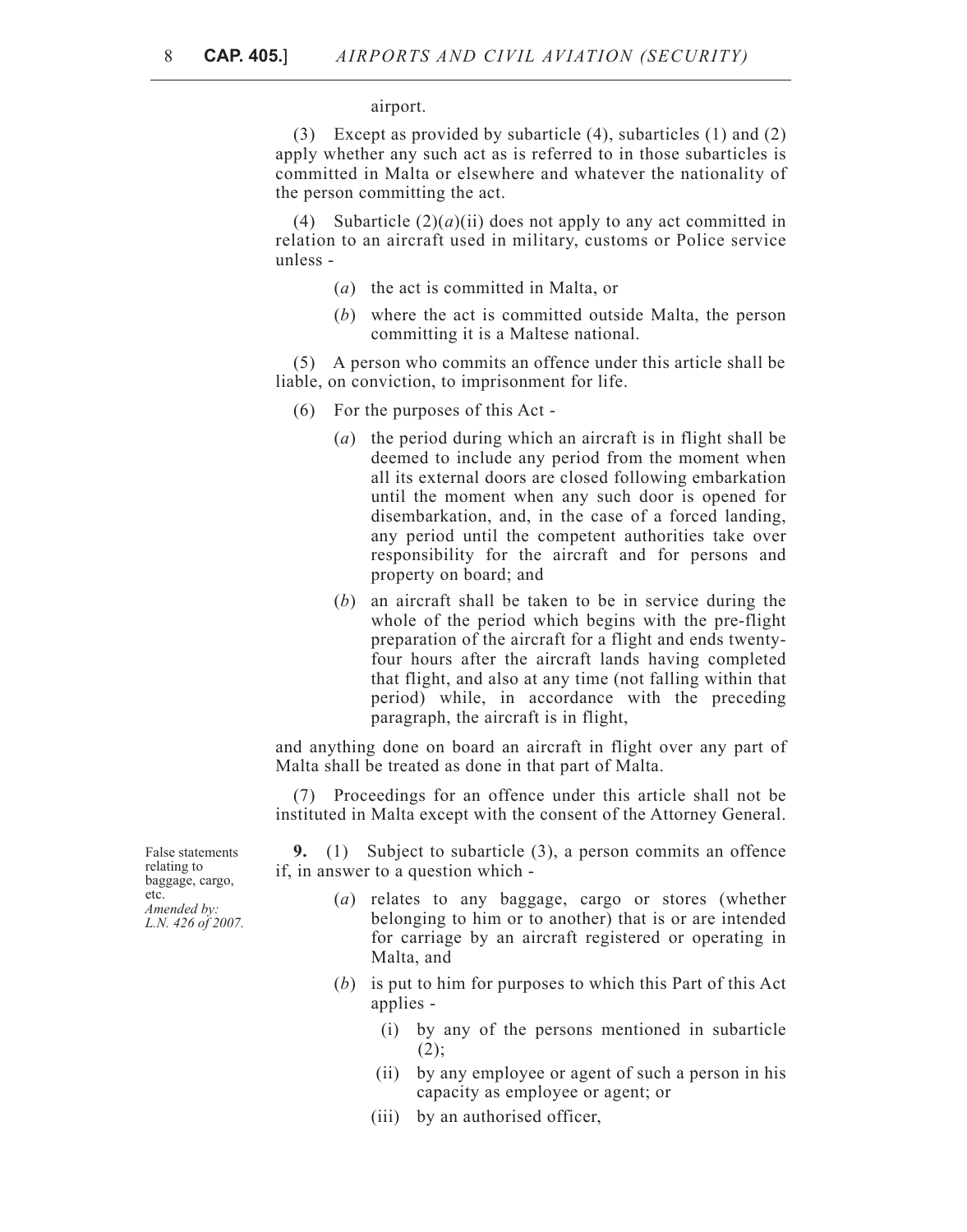airport.

(3) Except as provided by subarticle (4), subarticles (1) and (2) apply whether any such act as is referred to in those subarticles is committed in Malta or elsewhere and whatever the nationality of the person committing the act.

(4) Subarticle (2)(*a*)(ii) does not apply to any act committed in relation to an aircraft used in military, customs or Police service unless -

(*a*) the act is committed in Malta, or

(*b*) where the act is committed outside Malta, the person committing it is a Maltese national.

(5) A person who commits an offence under this article shall be liable, on conviction, to imprisonment for life.

(6) For the purposes of this Act -

(*a*) the period during which an aircraft is in flight shall be deemed to include any period from the moment when all its external doors are closed following embarkation until the moment when any such door is opened for disembarkation, and, in the case of a forced landing, any period until the competent authorities take over responsibility for the aircraft and for persons and property on board; and

(*b*) an aircraft shall be taken to be in service during the whole of the period which begins with the pre-flight preparation of the aircraft for a flight and ends twenty-four hours after the aircraft lands having completed that flight, and also at any time (not falling within that period) while, in accordance with the preceding paragraph, the aircraft is in flight,

and anything done on board an aircraft in flight over any part of Malta shall be treated as done in that part of Malta.

(7) Proceedings for an offence under this article shall not be instituted in Malta except with the consent of the Attorney General.

False statements relating to baggage, cargo, etc.
*Amended by: L.N. 426 of 2007.*

**9.** (1) Subject to subarticle (3), a person commits an offence if, in answer to a question which -

(*a*) relates to any baggage, cargo or stores (whether belonging to him or to another) that is or are intended for carriage by an aircraft registered or operating in Malta, and

(*b*) is put to him for purposes to which this Part of this Act applies -

(i) by any of the persons mentioned in subarticle (2);

(ii) by any employee or agent of such a person in his capacity as employee or agent; or

(iii) by an authorised officer,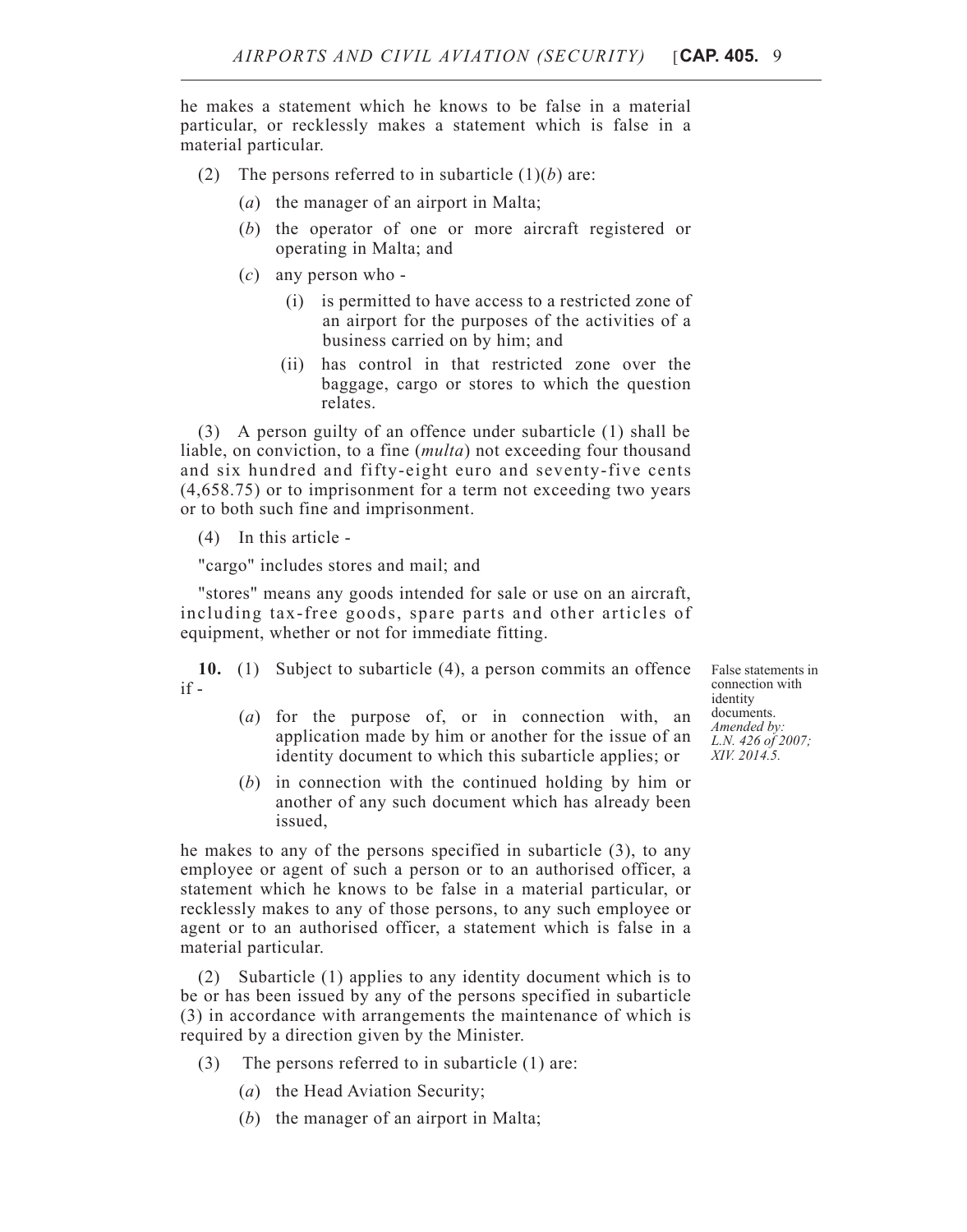he makes a statement which he knows to be false in a material particular, or recklessly makes a statement which is false in a material particular.

(2) The persons referred to in subarticle (1)(*b*) are:

(*a*) the manager of an airport in Malta;

(*b*) the operator of one or more aircraft registered or operating in Malta; and

(*c*) any person who -

(i) is permitted to have access to a restricted zone of an airport for the purposes of the activities of a business carried on by him; and

(ii) has control in that restricted zone over the baggage, cargo or stores to which the question relates.

(3) A person guilty of an offence under subarticle (1) shall be liable, on conviction, to a fine (*multa*) not exceeding four thousand and six hundred and fifty-eight euro and seventy-five cents (4,658.75) or to imprisonment for a term not exceeding two years or to both such fine and imprisonment.

(4) In this article -

"cargo" includes stores and mail; and

"stores" means any goods intended for sale or use on an aircraft, including tax-free goods, spare parts and other articles of equipment, whether or not for immediate fitting.

False statements in connection with identity documents.
*Amended by: L.N. 426 of 2007; XIV. 2014.5.*

**10.** (1) Subject to subarticle (4), a person commits an offence if -

(*a*) for the purpose of, or in connection with, an application made by him or another for the issue of an identity document to which this subarticle applies; or

(*b*) in connection with the continued holding by him or another of any such document which has already been issued,

he makes to any of the persons specified in subarticle (3), to any employee or agent of such a person or to an authorised officer, a statement which he knows to be false in a material particular, or recklessly makes to any of those persons, to any such employee or agent or to an authorised officer, a statement which is false in a material particular.

(2) Subarticle (1) applies to any identity document which is to be or has been issued by any of the persons specified in subarticle (3) in accordance with arrangements the maintenance of which is required by a direction given by the Minister.

(3) The persons referred to in subarticle (1) are:

(*a*) the Head Aviation Security;

(*b*) the manager of an airport in Malta;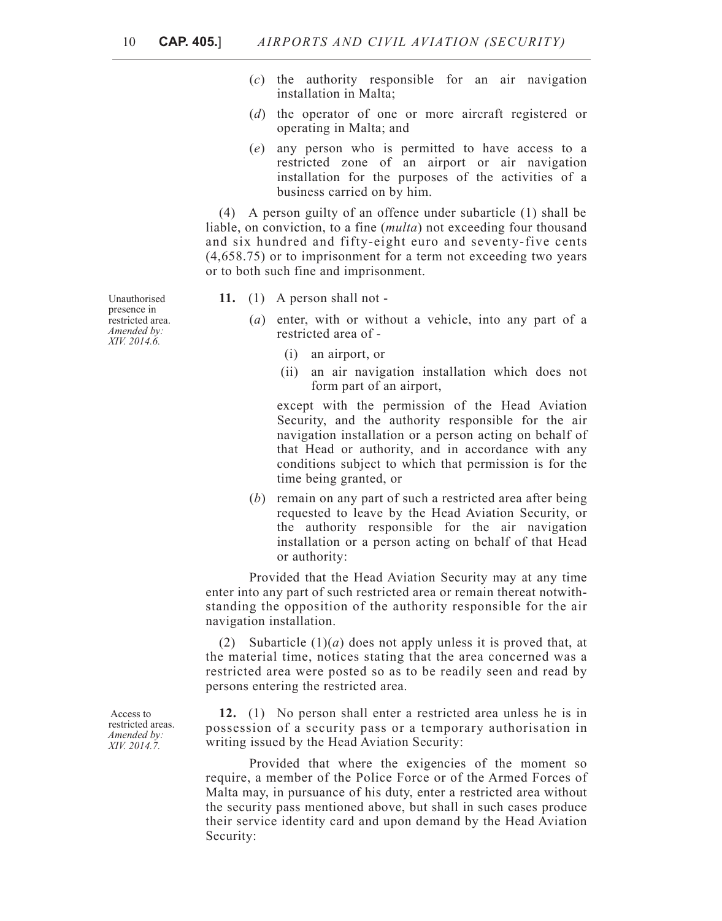(*c*) the authority responsible for an air navigation installation in Malta;

(*d*) the operator of one or more aircraft registered or operating in Malta; and

(*e*) any person who is permitted to have access to a restricted zone of an airport or air navigation installation for the purposes of the activities of a business carried on by him.

(4) A person guilty of an offence under subarticle (1) shall be liable, on conviction, to a fine (*multa*) not exceeding four thousand and six hundred and fifty-eight euro and seventy-five cents (4,658.75) or to imprisonment for a term not exceeding two years or to both such fine and imprisonment.

Unauthorised presence in restricted area. *Amended by: XIV. 2014.6.*

**11.** (1) A person shall not -

(*a*) enter, with or without a vehicle, into any part of a restricted area of -

(i) an airport, or

(ii) an air navigation installation which does not form part of an airport,

except with the permission of the Head Aviation Security, and the authority responsible for the air navigation installation or a person acting on behalf of that Head or authority, and in accordance with any conditions subject to which that permission is for the time being granted, or

(*b*) remain on any part of such a restricted area after being requested to leave by the Head Aviation Security, or the authority responsible for the air navigation installation or a person acting on behalf of that Head or authority:

Provided that the Head Aviation Security may at any time enter into any part of such restricted area or remain thereat notwithstanding the opposition of the authority responsible for the air navigation installation.

(2) Subarticle (1)(*a*) does not apply unless it is proved that, at the material time, notices stating that the area concerned was a restricted area were posted so as to be readily seen and read by persons entering the restricted area.

Access to restricted areas. *Amended by: XIV. 2014.7.*

**12.** (1) No person shall enter a restricted area unless he is in possession of a security pass or a temporary authorisation in writing issued by the Head Aviation Security:

Provided that where the exigencies of the moment so require, a member of the Police Force or of the Armed Forces of Malta may, in pursuance of his duty, enter a restricted area without the security pass mentioned above, but shall in such cases produce their service identity card and upon demand by the Head Aviation Security: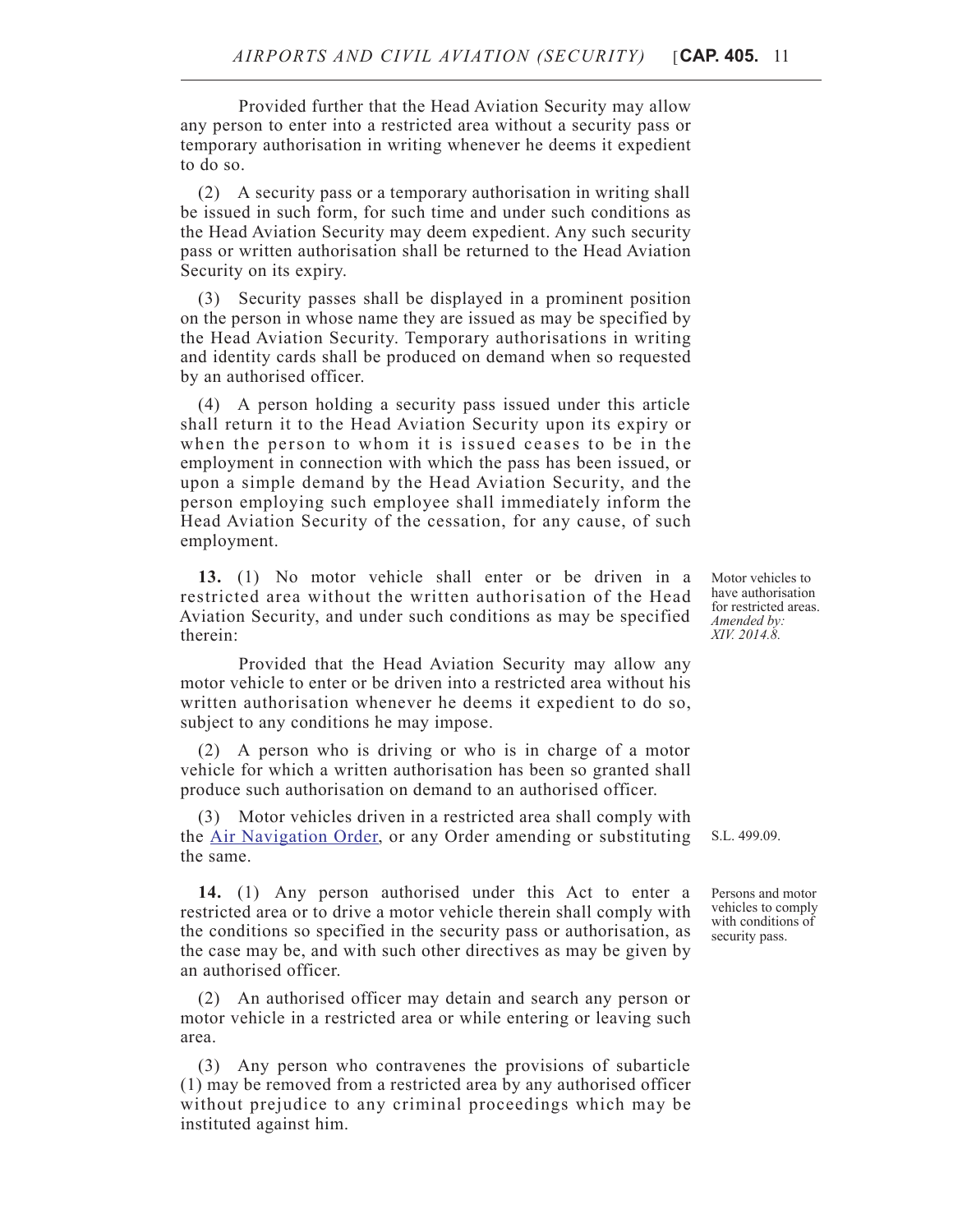Provided further that the Head Aviation Security may allow any person to enter into a restricted area without a security pass or temporary authorisation in writing whenever he deems it expedient to do so.

(2) A security pass or a temporary authorisation in writing shall be issued in such form, for such time and under such conditions as the Head Aviation Security may deem expedient. Any such security pass or written authorisation shall be returned to the Head Aviation Security on its expiry.

(3) Security passes shall be displayed in a prominent position on the person in whose name they are issued as may be specified by the Head Aviation Security. Temporary authorisations in writing and identity cards shall be produced on demand when so requested by an authorised officer.

(4) A person holding a security pass issued under this article shall return it to the Head Aviation Security upon its expiry or when the person to whom it is issued ceases to be in the employment in connection with which the pass has been issued, or upon a simple demand by the Head Aviation Security, and the person employing such employee shall immediately inform the Head Aviation Security of the cessation, for any cause, of such employment.

Motor vehicles to have authorisation for restricted areas.
*Amended by: XIV. 2014.8.*

**13.** (1) No motor vehicle shall enter or be driven in a restricted area without the written authorisation of the Head Aviation Security, and under such conditions as may be specified therein:

Provided that the Head Aviation Security may allow any motor vehicle to enter or be driven into a restricted area without his written authorisation whenever he deems it expedient to do so, subject to any conditions he may impose.

(2) A person who is driving or who is in charge of a motor vehicle for which a written authorisation has been so granted shall produce such authorisation on demand to an authorised officer.

(3) Motor vehicles driven in a restricted area shall comply with the Air Navigation Order, or any Order amending or substituting the same.

S.L. 499.09.

Persons and motor vehicles to comply with conditions of security pass.

**14.** (1) Any person authorised under this Act to enter a restricted area or to drive a motor vehicle therein shall comply with the conditions so specified in the security pass or authorisation, as the case may be, and with such other directives as may be given by an authorised officer.

(2) An authorised officer may detain and search any person or motor vehicle in a restricted area or while entering or leaving such area.

(3) Any person who contravenes the provisions of subarticle (1) may be removed from a restricted area by any authorised officer without prejudice to any criminal proceedings which may be instituted against him.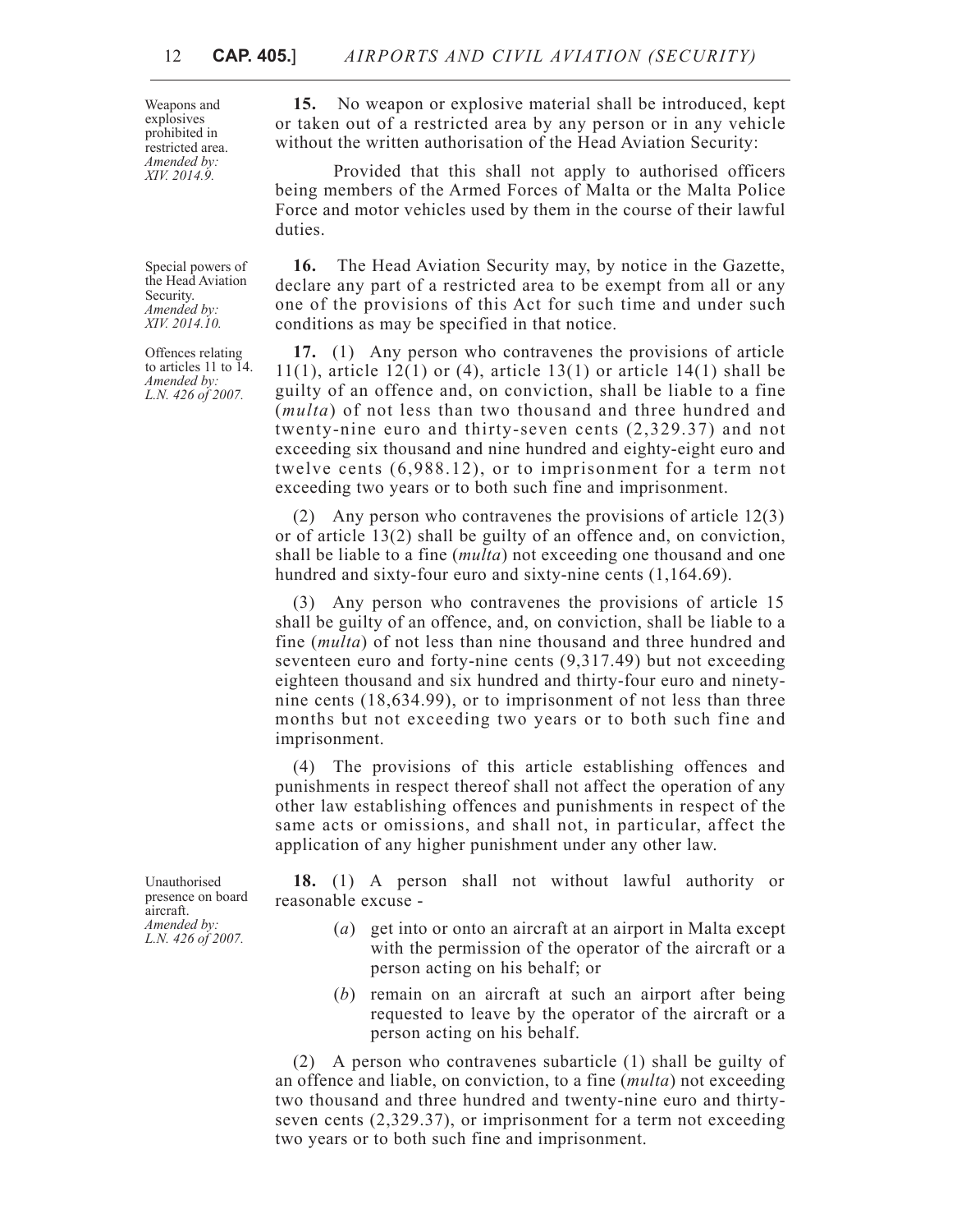*Weapons and explosives prohibited in restricted area. Amended by: XIV. 2014.9.*

**15.** No weapon or explosive material shall be introduced, kept or taken out of a restricted area by any person or in any vehicle without the written authorisation of the Head Aviation Security:

Provided that this shall not apply to authorised officers being members of the Armed Forces of Malta or the Malta Police Force and motor vehicles used by them in the course of their lawful duties.

*Special powers of the Head Aviation Security. Amended by: XIV. 2014.10.*

**16.** The Head Aviation Security may, by notice in the Gazette, declare any part of a restricted area to be exempt from all or any one of the provisions of this Act for such time and under such conditions as may be specified in that notice.

*Offences relating to articles 11 to 14. Amended by: L.N. 426 of 2007.*

**17.** (1) Any person who contravenes the provisions of article 11(1), article 12(1) or (4), article 13(1) or article 14(1) shall be guilty of an offence and, on conviction, shall be liable to a fine (*multa*) of not less than two thousand and three hundred and twenty-nine euro and thirty-seven cents (2,329.37) and not exceeding six thousand and nine hundred and eighty-eight euro and twelve cents (6,988.12), or to imprisonment for a term not exceeding two years or to both such fine and imprisonment.

(2) Any person who contravenes the provisions of article 12(3) or of article 13(2) shall be guilty of an offence and, on conviction, shall be liable to a fine (*multa*) not exceeding one thousand and one hundred and sixty-four euro and sixty-nine cents (1,164.69).

(3) Any person who contravenes the provisions of article 15 shall be guilty of an offence, and, on conviction, shall be liable to a fine (*multa*) of not less than nine thousand and three hundred and seventeen euro and forty-nine cents (9,317.49) but not exceeding eighteen thousand and six hundred and thirty-four euro and ninety-nine cents (18,634.99), or to imprisonment of not less than three months but not exceeding two years or to both such fine and imprisonment.

(4) The provisions of this article establishing offences and punishments in respect thereof shall not affect the operation of any other law establishing offences and punishments in respect of the same acts or omissions, and shall not, in particular, affect the application of any higher punishment under any other law.

*Unauthorised presence on board aircraft. Amended by: L.N. 426 of 2007.*

**18.** (1) A person shall not without lawful authority or reasonable excuse -

(*a*) get into or onto an aircraft at an airport in Malta except with the permission of the operator of the aircraft or a person acting on his behalf; or

(*b*) remain on an aircraft at such an airport after being requested to leave by the operator of the aircraft or a person acting on his behalf.

(2) A person who contravenes subarticle (1) shall be guilty of an offence and liable, on conviction, to a fine (*multa*) not exceeding two thousand and three hundred and twenty-nine euro and thirty-seven cents (2,329.37), or imprisonment for a term not exceeding two years or to both such fine and imprisonment.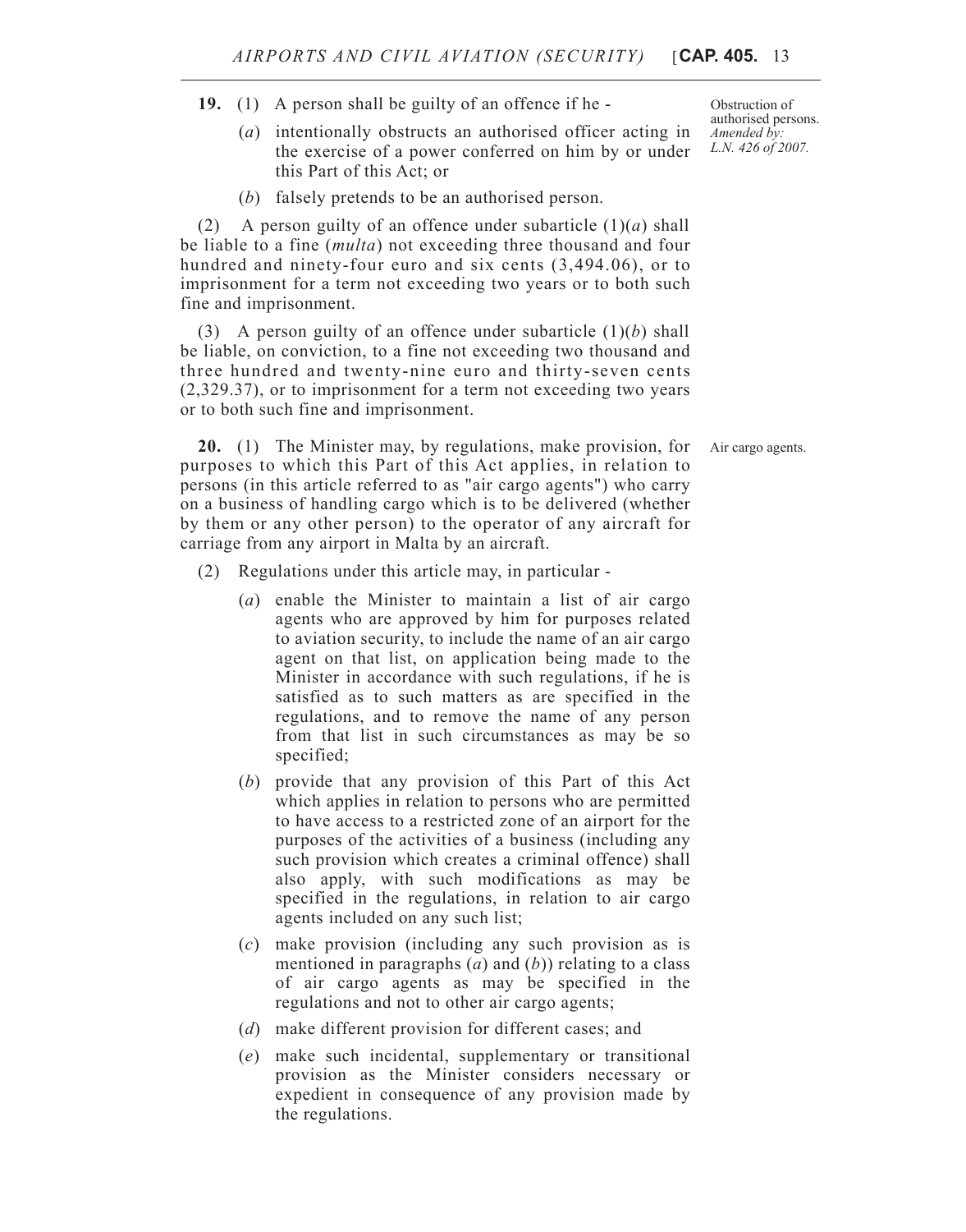**19.** (1) A person shall be guilty of an offence if he -

*Obstruction of authorised persons. Amended by: L.N. 426 of 2007.*

(*a*) intentionally obstructs an authorised officer acting in the exercise of a power conferred on him by or under this Part of this Act; or

(*b*) falsely pretends to be an authorised person.

(2) A person guilty of an offence under subarticle (1)(*a*) shall be liable to a fine (*multa*) not exceeding three thousand and four hundred and ninety-four euro and six cents (3,494.06), or to imprisonment for a term not exceeding two years or to both such fine and imprisonment.

(3) A person guilty of an offence under subarticle (1)(*b*) shall be liable, on conviction, to a fine not exceeding two thousand and three hundred and twenty-nine euro and thirty-seven cents (2,329.37), or to imprisonment for a term not exceeding two years or to both such fine and imprisonment.

**20.** (1) The Minister may, by regulations, make provision, for purposes to which this Part of this Act applies, in relation to persons (in this article referred to as "air cargo agents") who carry on a business of handling cargo which is to be delivered (whether by them or any other person) to the operator of any aircraft for carriage from any airport in Malta by an aircraft.

*Air cargo agents.*

(2) Regulations under this article may, in particular -

(*a*) enable the Minister to maintain a list of air cargo agents who are approved by him for purposes related to aviation security, to include the name of an air cargo agent on that list, on application being made to the Minister in accordance with such regulations, if he is satisfied as to such matters as are specified in the regulations, and to remove the name of any person from that list in such circumstances as may be so specified;

(*b*) provide that any provision of this Part of this Act which applies in relation to persons who are permitted to have access to a restricted zone of an airport for the purposes of the activities of a business (including any such provision which creates a criminal offence) shall also apply, with such modifications as may be specified in the regulations, in relation to air cargo agents included on any such list;

(*c*) make provision (including any such provision as is mentioned in paragraphs (*a*) and (*b*)) relating to a class of air cargo agents as may be specified in the regulations and not to other air cargo agents;

(*d*) make different provision for different cases; and

(*e*) make such incidental, supplementary or transitional provision as the Minister considers necessary or expedient in consequence of any provision made by the regulations.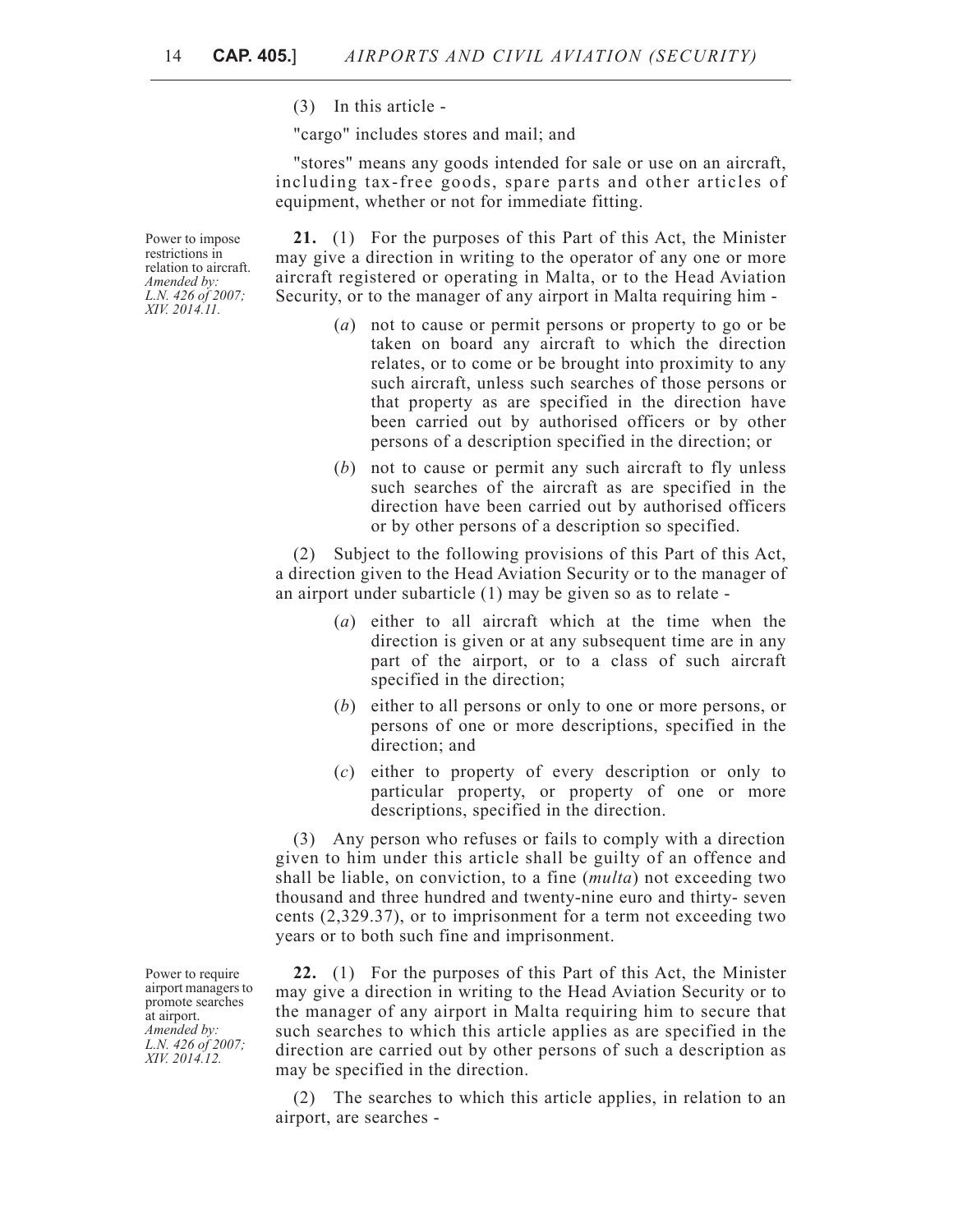(3) In this article -

"cargo" includes stores and mail; and

"stores" means any goods intended for sale or use on an aircraft, including tax-free goods, spare parts and other articles of equipment, whether or not for immediate fitting.

Power to impose restrictions in relation to aircraft.
*Amended by: L.N. 426 of 2007; XIV. 2014.11.*

**21.** (1) For the purposes of this Part of this Act, the Minister may give a direction in writing to the operator of any one or more aircraft registered or operating in Malta, or to the Head Aviation Security, or to the manager of any airport in Malta requiring him -

(*a*) not to cause or permit persons or property to go or be taken on board any aircraft to which the direction relates, or to come or be brought into proximity to any such aircraft, unless such searches of those persons or that property as are specified in the direction have been carried out by authorised officers or by other persons of a description specified in the direction; or

(*b*) not to cause or permit any such aircraft to fly unless such searches of the aircraft as are specified in the direction have been carried out by authorised officers or by other persons of a description so specified.

(2) Subject to the following provisions of this Part of this Act, a direction given to the Head Aviation Security or to the manager of an airport under subarticle (1) may be given so as to relate -

(*a*) either to all aircraft which at the time when the direction is given or at any subsequent time are in any part of the airport, or to a class of such aircraft specified in the direction;

(*b*) either to all persons or only to one or more persons, or persons of one or more descriptions, specified in the direction; and

(*c*) either to property of every description or only to particular property, or property of one or more descriptions, specified in the direction.

(3) Any person who refuses or fails to comply with a direction given to him under this article shall be guilty of an offence and shall be liable, on conviction, to a fine (*multa*) not exceeding two thousand and three hundred and twenty-nine euro and thirty- seven cents (2,329.37), or to imprisonment for a term not exceeding two years or to both such fine and imprisonment.

Power to require airport managers to promote searches at airport.
*Amended by: L.N. 426 of 2007; XIV. 2014.12.*

**22.** (1) For the purposes of this Part of this Act, the Minister may give a direction in writing to the Head Aviation Security or to the manager of any airport in Malta requiring him to secure that such searches to which this article applies as are specified in the direction are carried out by other persons of such a description as may be specified in the direction.

(2) The searches to which this article applies, in relation to an airport, are searches -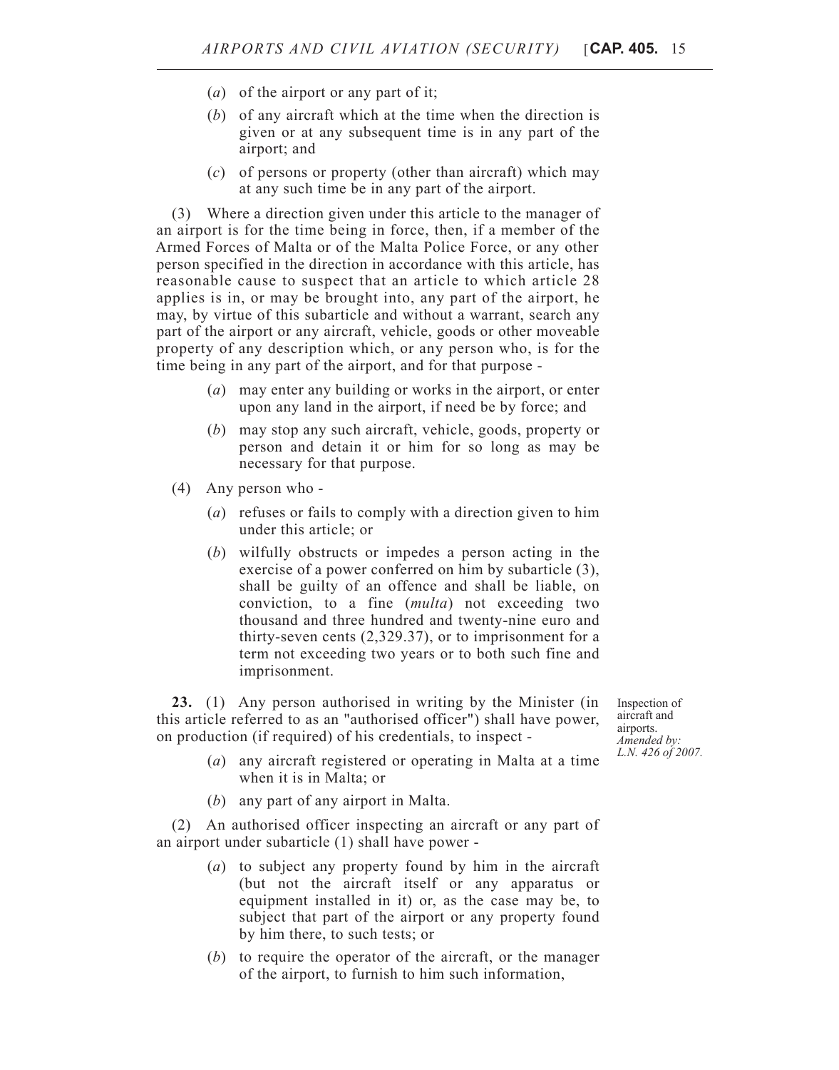(*a*) of the airport or any part of it;

(*b*) of any aircraft which at the time when the direction is given or at any subsequent time is in any part of the airport; and

(*c*) of persons or property (other than aircraft) which may at any such time be in any part of the airport.

(3) Where a direction given under this article to the manager of an airport is for the time being in force, then, if a member of the Armed Forces of Malta or of the Malta Police Force, or any other person specified in the direction in accordance with this article, has reasonable cause to suspect that an article to which article 28 applies is in, or may be brought into, any part of the airport, he may, by virtue of this subarticle and without a warrant, search any part of the airport or any aircraft, vehicle, goods or other moveable property of any description which, or any person who, is for the time being in any part of the airport, and for that purpose -

(*a*) may enter any building or works in the airport, or enter upon any land in the airport, if need be by force; and

(*b*) may stop any such aircraft, vehicle, goods, property or person and detain it or him for so long as may be necessary for that purpose.

(4) Any person who -

(*a*) refuses or fails to comply with a direction given to him under this article; or

(*b*) wilfully obstructs or impedes a person acting in the exercise of a power conferred on him by subarticle (3), shall be guilty of an offence and shall be liable, on conviction, to a fine (*multa*) not exceeding two thousand and three hundred and twenty-nine euro and thirty-seven cents (2,329.37), or to imprisonment for a term not exceeding two years or to both such fine and imprisonment.

Inspection of aircraft and airports.
*Amended by: L.N. 426 of 2007.*

**23.** (1) Any person authorised in writing by the Minister (in this article referred to as an "authorised officer") shall have power, on production (if required) of his credentials, to inspect -

(*a*) any aircraft registered or operating in Malta at a time when it is in Malta; or

(*b*) any part of any airport in Malta.

(2) An authorised officer inspecting an aircraft or any part of an airport under subarticle (1) shall have power -

(*a*) to subject any property found by him in the aircraft (but not the aircraft itself or any apparatus or equipment installed in it) or, as the case may be, to subject that part of the airport or any property found by him there, to such tests; or

(*b*) to require the operator of the aircraft, or the manager of the airport, to furnish to him such information,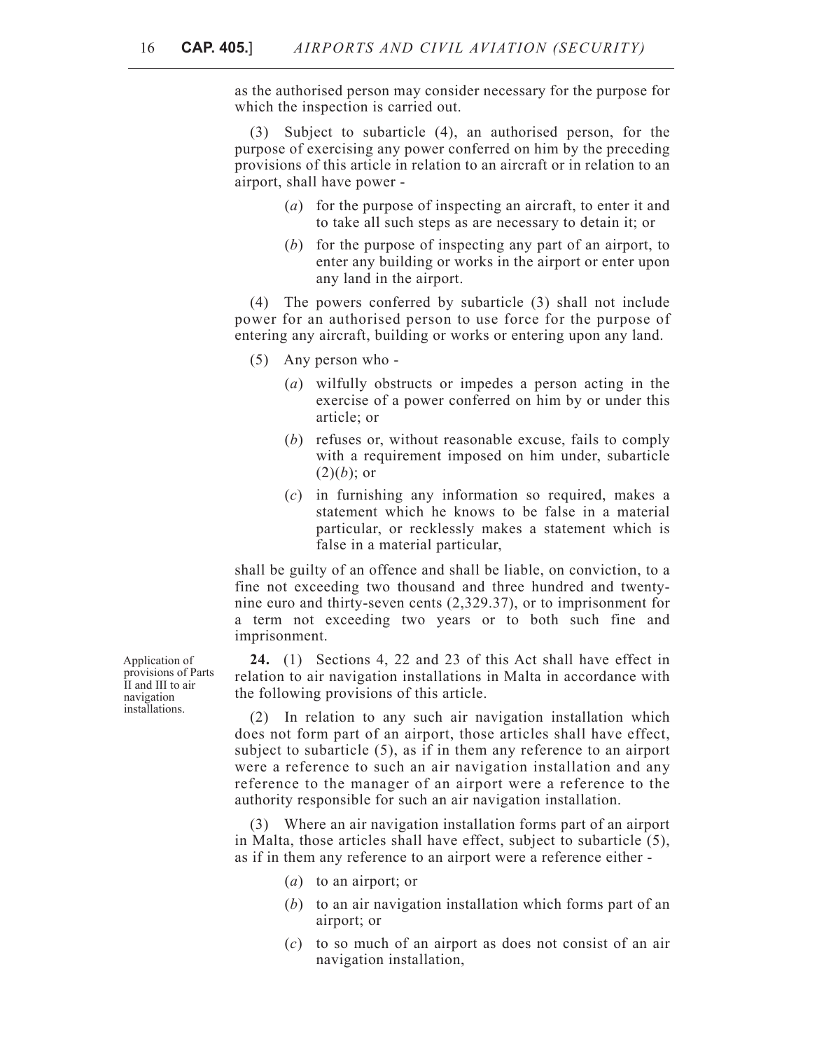as the authorised person may consider necessary for the purpose for which the inspection is carried out.

(3) Subject to subarticle (4), an authorised person, for the purpose of exercising any power conferred on him by the preceding provisions of this article in relation to an aircraft or in relation to an airport, shall have power -

(*a*) for the purpose of inspecting an aircraft, to enter it and to take all such steps as are necessary to detain it; or

(*b*) for the purpose of inspecting any part of an airport, to enter any building or works in the airport or enter upon any land in the airport.

(4) The powers conferred by subarticle (3) shall not include power for an authorised person to use force for the purpose of entering any aircraft, building or works or entering upon any land.

(5) Any person who -

(*a*) wilfully obstructs or impedes a person acting in the exercise of a power conferred on him by or under this article; or

(*b*) refuses or, without reasonable excuse, fails to comply with a requirement imposed on him under, subarticle (2)(*b*); or

(*c*) in furnishing any information so required, makes a statement which he knows to be false in a material particular, or recklessly makes a statement which is false in a material particular,

shall be guilty of an offence and shall be liable, on conviction, to a fine not exceeding two thousand and three hundred and twenty-nine euro and thirty-seven cents (2,329.37), or to imprisonment for a term not exceeding two years or to both such fine and imprisonment.

Application of provisions of Parts II and III to air navigation installations.

**24.** (1) Sections 4, 22 and 23 of this Act shall have effect in relation to air navigation installations in Malta in accordance with the following provisions of this article.

(2) In relation to any such air navigation installation which does not form part of an airport, those articles shall have effect, subject to subarticle (5), as if in them any reference to an airport were a reference to such an air navigation installation and any reference to the manager of an airport were a reference to the authority responsible for such an air navigation installation.

(3) Where an air navigation installation forms part of an airport in Malta, those articles shall have effect, subject to subarticle (5), as if in them any reference to an airport were a reference either -

(*a*) to an airport; or

(*b*) to an air navigation installation which forms part of an airport; or

(*c*) to so much of an airport as does not consist of an air navigation installation,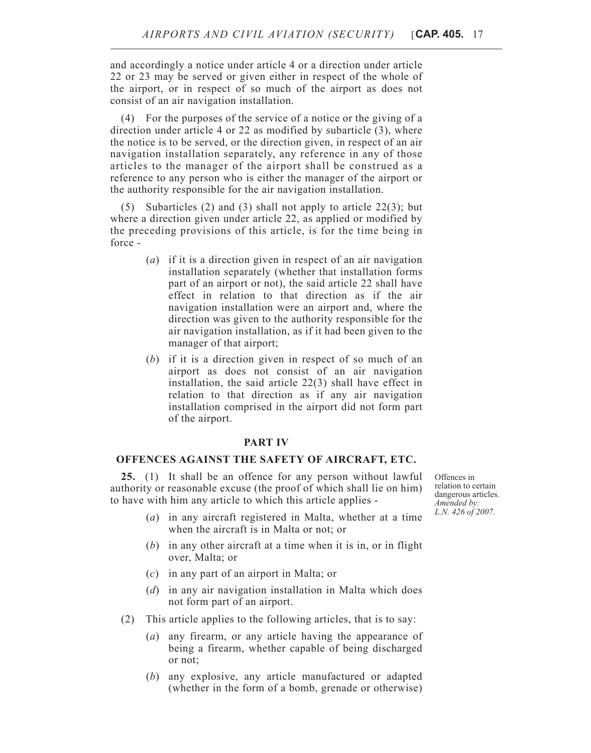and accordingly a notice under article 4 or a direction under article 22 or 23 may be served or given either in respect of the whole of the airport, or in respect of so much of the airport as does not consist of an air navigation installation.

(4) For the purposes of the service of a notice or the giving of a direction under article 4 or 22 as modified by subarticle (3), where the notice is to be served, or the direction given, in respect of an air navigation installation separately, any reference in any of those articles to the manager of the airport shall be construed as a reference to any person who is either the manager of the airport or the authority responsible for the air navigation installation.

(5) Subarticles (2) and (3) shall not apply to article 22(3); but where a direction given under article 22, as applied or modified by the preceding provisions of this article, is for the time being in force -

(*a*) if it is a direction given in respect of an air navigation installation separately (whether that installation forms part of an airport or not), the said article 22 shall have effect in relation to that direction as if the air navigation installation were an airport and, where the direction was given to the authority responsible for the air navigation installation, as if it had been given to the manager of that airport;

(*b*) if it is a direction given in respect of so much of an airport as does not consist of an air navigation installation, the said article 22(3) shall have effect in relation to that direction as if any air navigation installation comprised in the airport did not form part of the airport.

## PART IV

## OFFENCES AGAINST THE SAFETY OF AIRCRAFT, ETC.

Offences in relation to certain dangerous articles. *Amended by: L.N. 426 of 2007.*

**25.** (1) It shall be an offence for any person without lawful authority or reasonable excuse (the proof of which shall lie on him) to have with him any article to which this article applies -

(*a*) in any aircraft registered in Malta, whether at a time when the aircraft is in Malta or not; or

(*b*) in any other aircraft at a time when it is in, or in flight over, Malta; or

(*c*) in any part of an airport in Malta; or

(*d*) in any air navigation installation in Malta which does not form part of an airport.

(2) This article applies to the following articles, that is to say:

(*a*) any firearm, or any article having the appearance of being a firearm, whether capable of being discharged or not;

(*b*) any explosive, any article manufactured or adapted (whether in the form of a bomb, grenade or otherwise)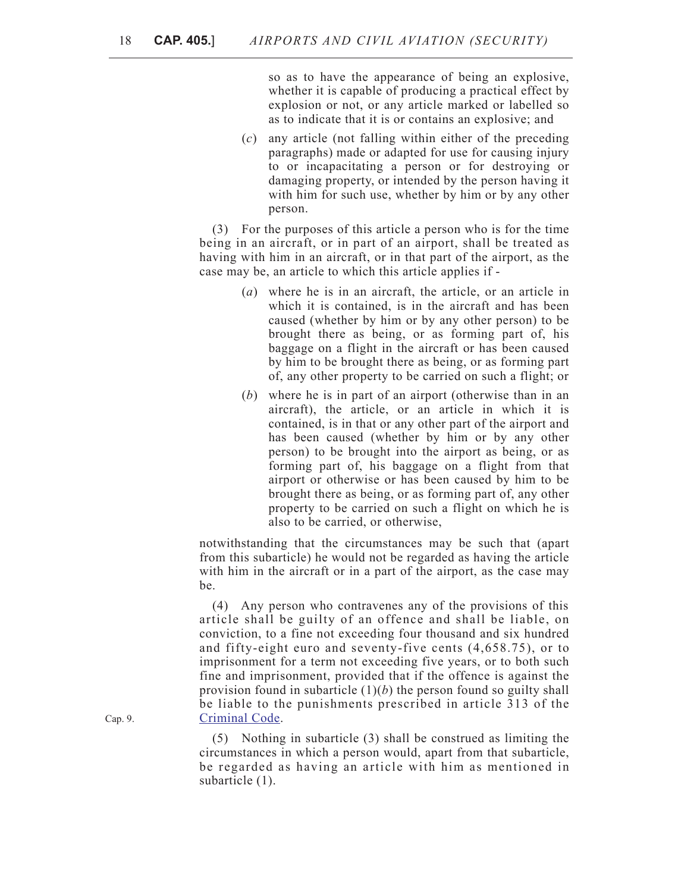so as to have the appearance of being an explosive, whether it is capable of producing a practical effect by explosion or not, or any article marked or labelled so as to indicate that it is or contains an explosive; and

(*c*) any article (not falling within either of the preceding paragraphs) made or adapted for use for causing injury to or incapacitating a person or for destroying or damaging property, or intended by the person having it with him for such use, whether by him or by any other person.

(3) For the purposes of this article a person who is for the time being in an aircraft, or in part of an airport, shall be treated as having with him in an aircraft, or in that part of the airport, as the case may be, an article to which this article applies if -

(*a*) where he is in an aircraft, the article, or an article in which it is contained, is in the aircraft and has been caused (whether by him or by any other person) to be brought there as being, or as forming part of, his baggage on a flight in the aircraft or has been caused by him to be brought there as being, or as forming part of, any other property to be carried on such a flight; or

(*b*) where he is in part of an airport (otherwise than in an aircraft), the article, or an article in which it is contained, is in that or any other part of the airport and has been caused (whether by him or by any other person) to be brought into the airport as being, or as forming part of, his baggage on a flight from that airport or otherwise or has been caused by him to be brought there as being, or as forming part of, any other property to be carried on such a flight on which he is also to be carried, or otherwise,

notwithstanding that the circumstances may be such that (apart from this subarticle) he would not be regarded as having the article with him in the aircraft or in a part of the airport, as the case may be.

(4) Any person who contravenes any of the provisions of this article shall be guilty of an offence and shall be liable, on conviction, to a fine not exceeding four thousand and six hundred and fifty-eight euro and seventy-five cents (4,658.75), or to imprisonment for a term not exceeding five years, or to both such fine and imprisonment, provided that if the offence is against the provision found in subarticle (1)(*b*) the person found so guilty shall be liable to the punishments prescribed in article 313 of the Criminal Code.

Cap. 9.

(5) Nothing in subarticle (3) shall be construed as limiting the circumstances in which a person would, apart from that subarticle, be regarded as having an article with him as mentioned in subarticle (1).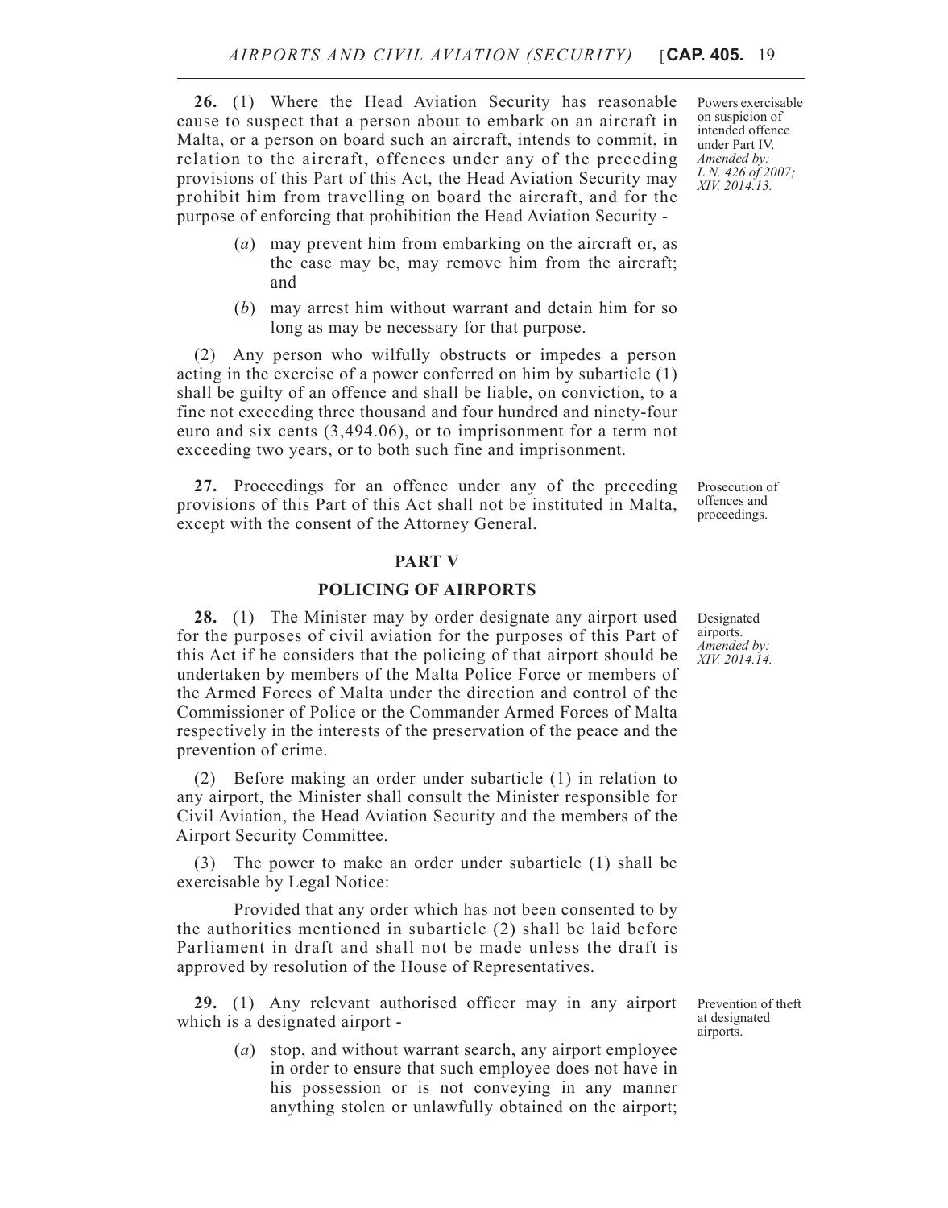**26.** (1) Where the Head Aviation Security has reasonable cause to suspect that a person about to embark on an aircraft in Malta, or a person on board such an aircraft, intends to commit, in relation to the aircraft, offences under any of the preceding provisions of this Part of this Act, the Head Aviation Security may prohibit him from travelling on board the aircraft, and for the purpose of enforcing that prohibition the Head Aviation Security -

Powers exercisable on suspicion of intended offence under Part IV. *Amended by: L.N. 426 of 2007; XIV. 2014.13.*

(*a*) may prevent him from embarking on the aircraft or, as the case may be, may remove him from the aircraft; and

(*b*) may arrest him without warrant and detain him for so long as may be necessary for that purpose.

(2) Any person who wilfully obstructs or impedes a person acting in the exercise of a power conferred on him by subarticle (1) shall be guilty of an offence and shall be liable, on conviction, to a fine not exceeding three thousand and four hundred and ninety-four euro and six cents (3,494.06), or to imprisonment for a term not exceeding two years, or to both such fine and imprisonment.

**27.** Proceedings for an offence under any of the preceding provisions of this Part of this Act shall not be instituted in Malta, except with the consent of the Attorney General.

Prosecution of offences and proceedings.

## PART V

## POLICING OF AIRPORTS

**28.** (1) The Minister may by order designate any airport used for the purposes of civil aviation for the purposes of this Part of this Act if he considers that the policing of that airport should be undertaken by members of the Malta Police Force or members of the Armed Forces of Malta under the direction and control of the Commissioner of Police or the Commander Armed Forces of Malta respectively in the interests of the preservation of the peace and the prevention of crime.

Designated airports. *Amended by: XIV. 2014.14.*

(2) Before making an order under subarticle (1) in relation to any airport, the Minister shall consult the Minister responsible for Civil Aviation, the Head Aviation Security and the members of the Airport Security Committee.

(3) The power to make an order under subarticle (1) shall be exercisable by Legal Notice:

Provided that any order which has not been consented to by the authorities mentioned in subarticle (2) shall be laid before Parliament in draft and shall not be made unless the draft is approved by resolution of the House of Representatives.

**29.** (1) Any relevant authorised officer may in any airport which is a designated airport -

Prevention of theft at designated airports.

(*a*) stop, and without warrant search, any airport employee in order to ensure that such employee does not have in his possession or is not conveying in any manner anything stolen or unlawfully obtained on the airport;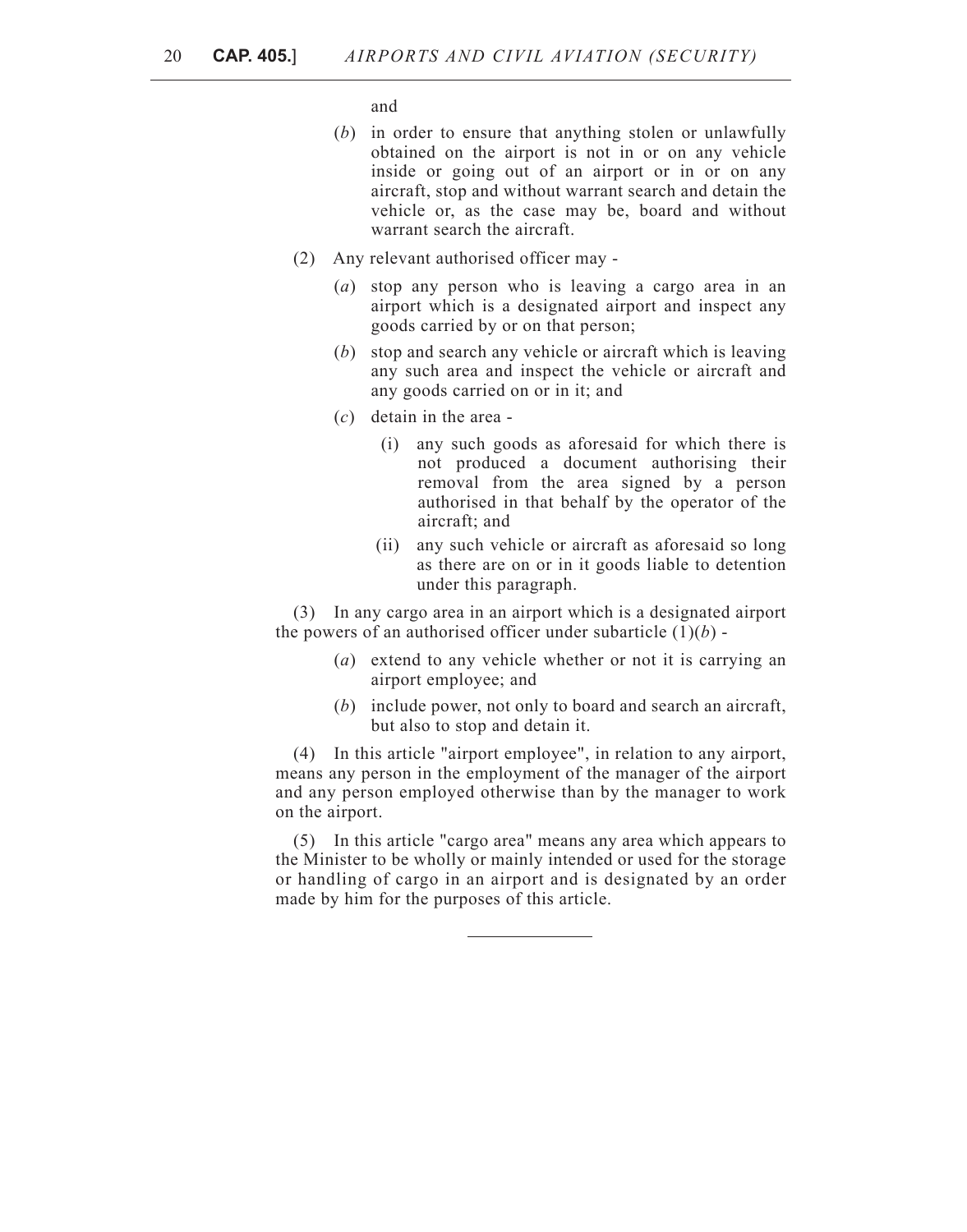and

(*b*) in order to ensure that anything stolen or unlawfully obtained on the airport is not in or on any vehicle inside or going out of an airport or in or on any aircraft, stop and without warrant search and detain the vehicle or, as the case may be, board and without warrant search the aircraft.

(2) Any relevant authorised officer may -

(*a*) stop any person who is leaving a cargo area in an airport which is a designated airport and inspect any goods carried by or on that person;

(*b*) stop and search any vehicle or aircraft which is leaving any such area and inspect the vehicle or aircraft and any goods carried on or in it; and

(*c*) detain in the area -

(i) any such goods as aforesaid for which there is not produced a document authorising their removal from the area signed by a person authorised in that behalf by the operator of the aircraft; and

(ii) any such vehicle or aircraft as aforesaid so long as there are on or in it goods liable to detention under this paragraph.

(3) In any cargo area in an airport which is a designated airport the powers of an authorised officer under subarticle (1)(*b*) -

(*a*) extend to any vehicle whether or not it is carrying an airport employee; and

(*b*) include power, not only to board and search an aircraft, but also to stop and detain it.

(4) In this article "airport employee", in relation to any airport, means any person in the employment of the manager of the airport and any person employed otherwise than by the manager to work on the airport.

(5) In this article "cargo area" means any area which appears to the Minister to be wholly or mainly intended or used for the storage or handling of cargo in an airport and is designated by an order made by him for the purposes of this article.